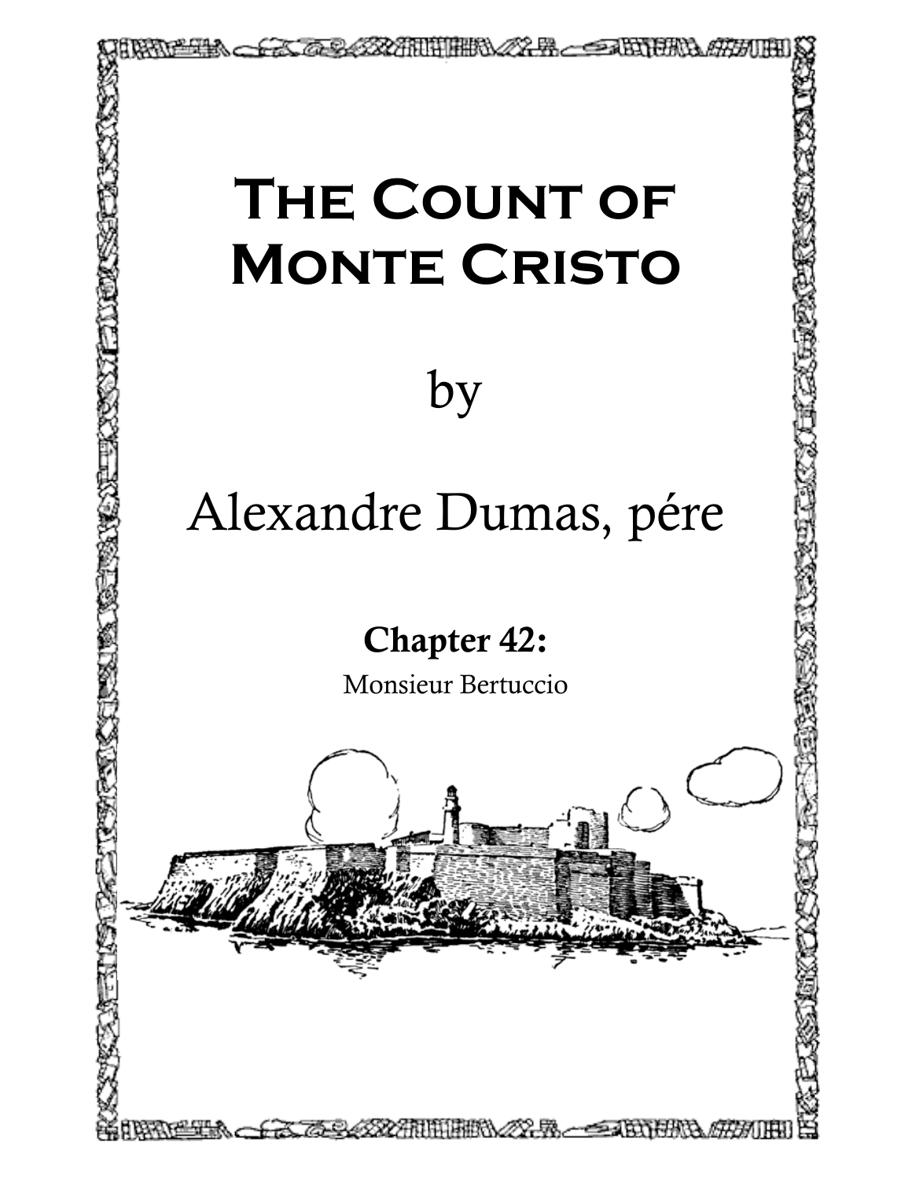# The Count of Monte Cristo

by

Alexandre Dumas, pére

## Chapter 42:

Monsieur Bertuccio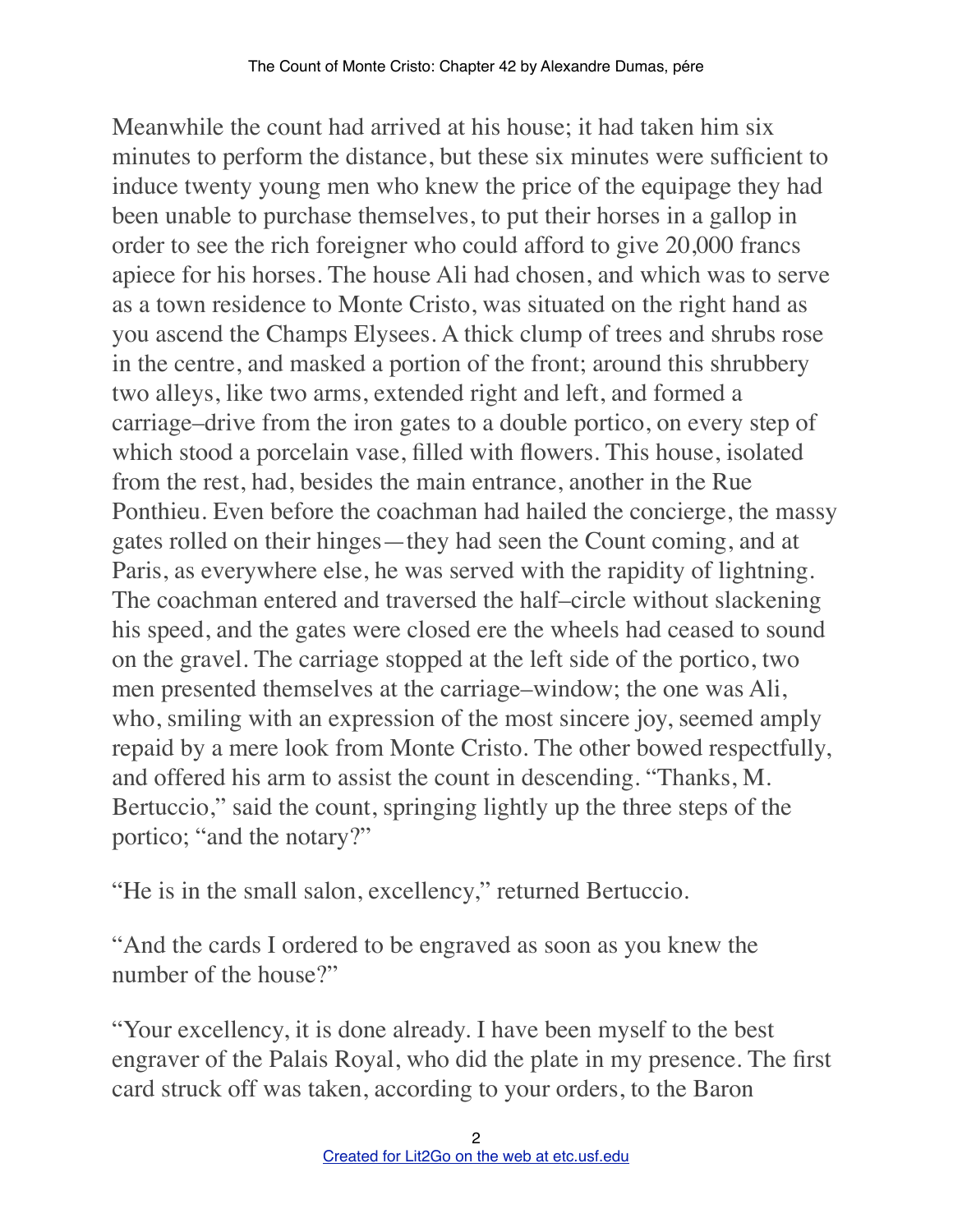Meanwhile the count had arrived at his house; it had taken him six minutes to perform the distance, but these six minutes were sufficient to induce twenty young men who knew the price of the equipage they had been unable to purchase themselves, to put their horses in a gallop in order to see the rich foreigner who could afford to give 20,000 francs apiece for his horses. The house Ali had chosen, and which was to serve as a town residence to Monte Cristo, was situated on the right hand as you ascend the Champs Elysees. A thick clump of trees and shrubs rose in the centre, and masked a portion of the front; around this shrubbery two alleys, like two arms, extended right and left, and formed a carriage–drive from the iron gates to a double portico, on every step of which stood a porcelain vase, filled with flowers. This house, isolated from the rest, had, besides the main entrance, another in the Rue Ponthieu. Even before the coachman had hailed the concierge, the massy gates rolled on their hinges—they had seen the Count coming, and at Paris, as everywhere else, he was served with the rapidity of lightning. The coachman entered and traversed the half–circle without slackening his speed, and the gates were closed ere the wheels had ceased to sound on the gravel. The carriage stopped at the left side of the portico, two men presented themselves at the carriage–window; the one was Ali, who, smiling with an expression of the most sincere joy, seemed amply repaid by a mere look from Monte Cristo. The other bowed respectfully, and offered his arm to assist the count in descending. "Thanks, M. Bertuccio," said the count, springing lightly up the three steps of the portico; "and the notary?"

"He is in the small salon, excellency," returned Bertuccio.

"And the cards I ordered to be engraved as soon as you knew the number of the house?"

"Your excellency, it is done already. I have been myself to the best engraver of the Palais Royal, who did the plate in my presence. The first card struck off was taken, according to your orders, to the Baron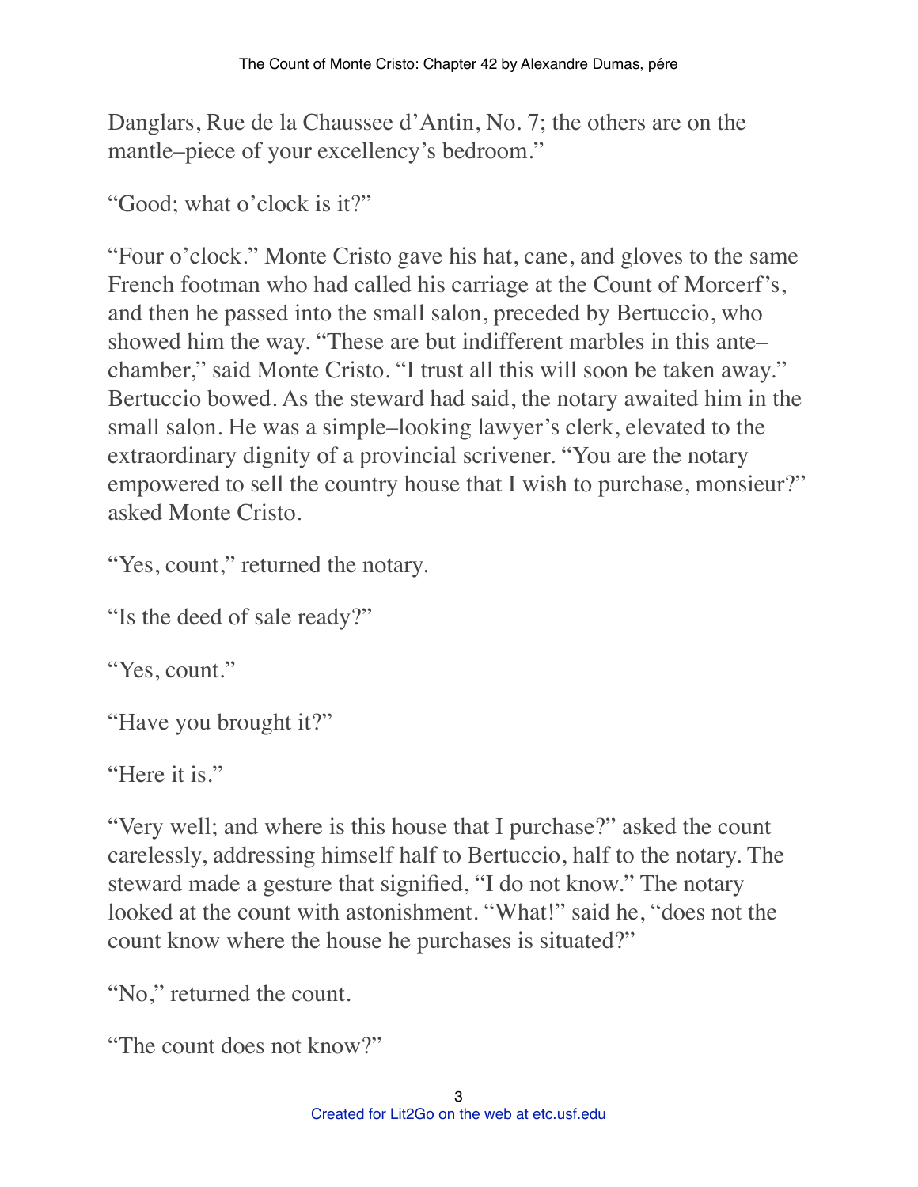Danglars, Rue de la Chaussee d'Antin, No. 7; the others are on the mantle–piece of your excellency's bedroom."

"Good; what o'clock is it?"

"Four o'clock." Monte Cristo gave his hat, cane, and gloves to the same French footman who had called his carriage at the Count of Morcerf's, and then he passed into the small salon, preceded by Bertuccio, who showed him the way. "These are but indifferent marbles in this ante–chamber," said Monte Cristo. "I trust all this will soon be taken away." Bertuccio bowed. As the steward had said, the notary awaited him in the small salon. He was a simple–looking lawyer's clerk, elevated to the extraordinary dignity of a provincial scrivener. "You are the notary empowered to sell the country house that I wish to purchase, monsieur?" asked Monte Cristo.

"Yes, count," returned the notary.

"Is the deed of sale ready?"

"Yes, count."

"Have you brought it?"

"Here it is."

"Very well; and where is this house that I purchase?" asked the count carelessly, addressing himself half to Bertuccio, half to the notary. The steward made a gesture that signified, "I do not know." The notary looked at the count with astonishment. "What!" said he, "does not the count know where the house he purchases is situated?"

"No," returned the count.

"The count does not know?"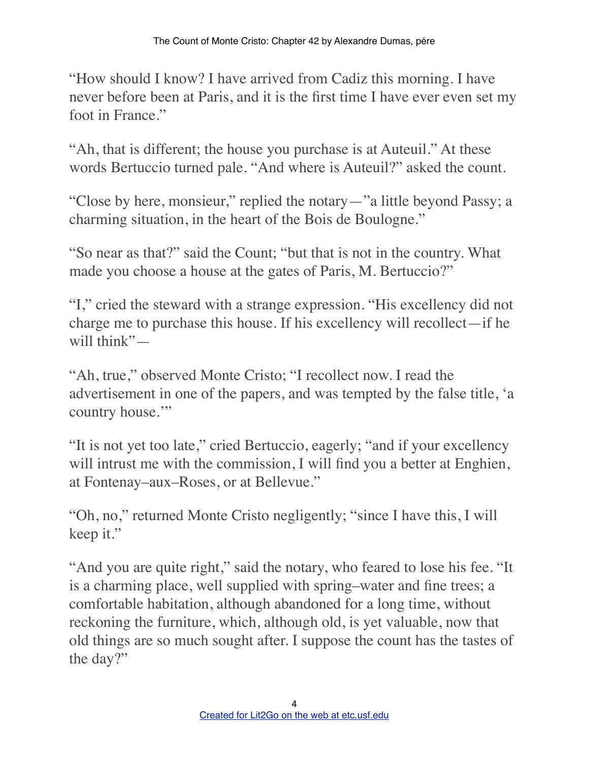"How should I know? I have arrived from Cadiz this morning. I have never before been at Paris, and it is the first time I have ever even set my foot in France."

"Ah, that is different; the house you purchase is at Auteuil." At these words Bertuccio turned pale. "And where is Auteuil?" asked the count.

"Close by here, monsieur," replied the notary—"a little beyond Passy; a charming situation, in the heart of the Bois de Boulogne."

"So near as that?" said the Count; "but that is not in the country. What made you choose a house at the gates of Paris, M. Bertuccio?"

"I," cried the steward with a strange expression. "His excellency did not charge me to purchase this house. If his excellency will recollect—if he will think"—

"Ah, true," observed Monte Cristo; "I recollect now. I read the advertisement in one of the papers, and was tempted by the false title, 'a country house.'"

"It is not yet too late," cried Bertuccio, eagerly; "and if your excellency will intrust me with the commission, I will find you a better at Enghien, at Fontenay–aux–Roses, or at Bellevue."

"Oh, no," returned Monte Cristo negligently; "since I have this, I will keep it."

"And you are quite right," said the notary, who feared to lose his fee. "It is a charming place, well supplied with spring–water and fine trees; a comfortable habitation, although abandoned for a long time, without reckoning the furniture, which, although old, is yet valuable, now that old things are so much sought after. I suppose the count has the tastes of the day?"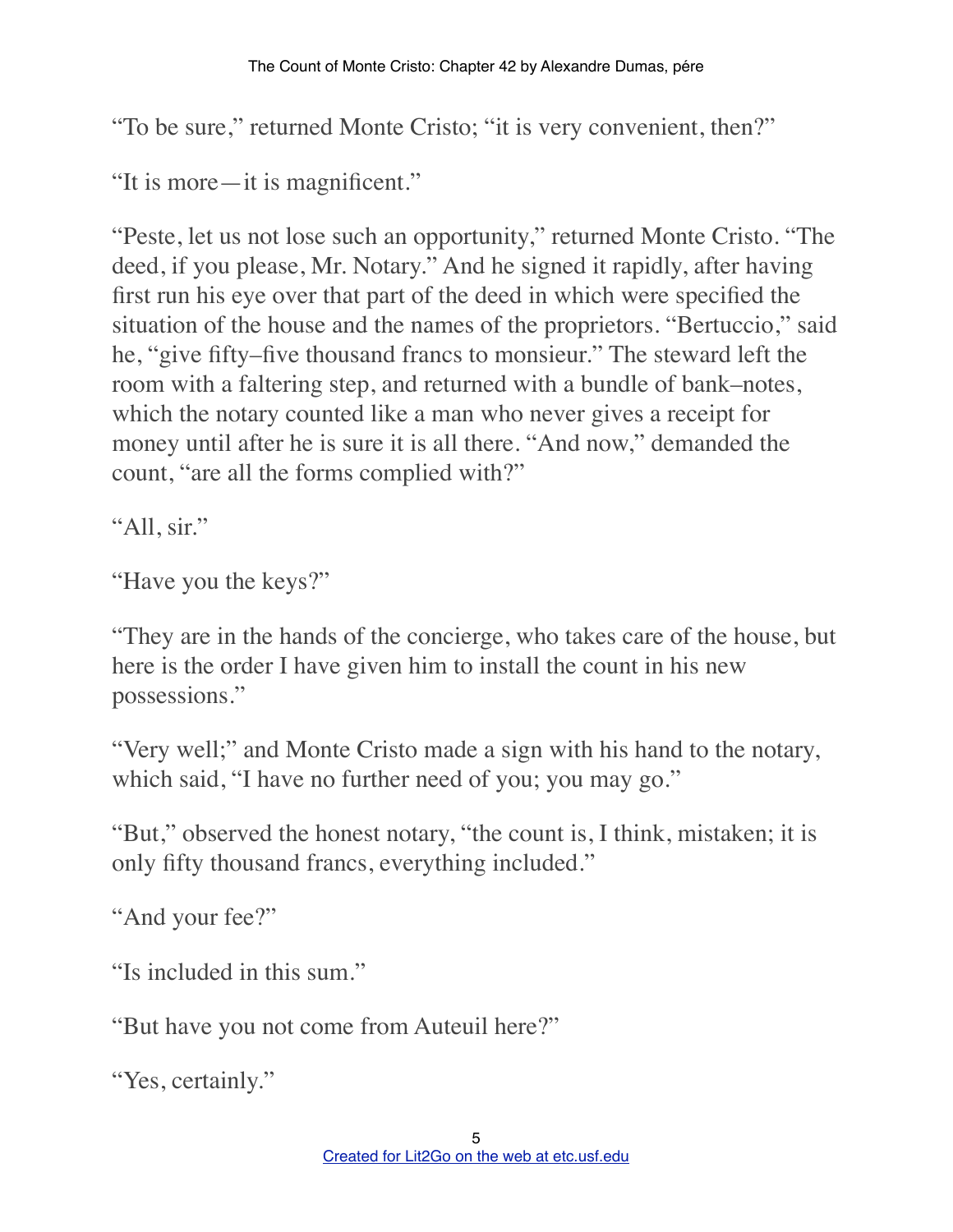"To be sure," returned Monte Cristo; "it is very convenient, then?"

"It is more—it is magnificent."

"Peste, let us not lose such an opportunity," returned Monte Cristo. "The deed, if you please, Mr. Notary." And he signed it rapidly, after having first run his eye over that part of the deed in which were specified the situation of the house and the names of the proprietors. "Bertuccio," said he, "give fifty–five thousand francs to monsieur." The steward left the room with a faltering step, and returned with a bundle of bank–notes, which the notary counted like a man who never gives a receipt for money until after he is sure it is all there. "And now," demanded the count, "are all the forms complied with?"

"All, sir."

"Have you the keys?"

"They are in the hands of the concierge, who takes care of the house, but here is the order I have given him to install the count in his new possessions."

"Very well;" and Monte Cristo made a sign with his hand to the notary, which said, "I have no further need of you; you may go."

"But," observed the honest notary, "the count is, I think, mistaken; it is only fifty thousand francs, everything included."

"And your fee?"

"Is included in this sum."

"But have you not come from Auteuil here?"

"Yes, certainly."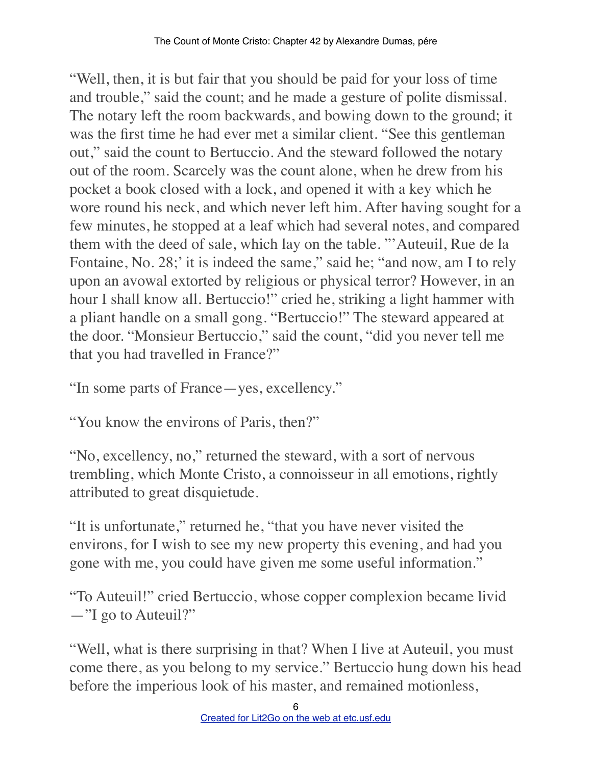"Well, then, it is but fair that you should be paid for your loss of time and trouble," said the count; and he made a gesture of polite dismissal. The notary left the room backwards, and bowing down to the ground; it was the first time he had ever met a similar client. "See this gentleman out," said the count to Bertuccio. And the steward followed the notary out of the room. Scarcely was the count alone, when he drew from his pocket a book closed with a lock, and opened it with a key which he wore round his neck, and which never left him. After having sought for a few minutes, he stopped at a leaf which had several notes, and compared them with the deed of sale, which lay on the table. "'Auteuil, Rue de la Fontaine, No. 28;' it is indeed the same," said he; "and now, am I to rely upon an avowal extorted by religious or physical terror? However, in an hour I shall know all. Bertuccio!" cried he, striking a light hammer with a pliant handle on a small gong. "Bertuccio!" The steward appeared at the door. "Monsieur Bertuccio," said the count, "did you never tell me that you had travelled in France?"

"In some parts of France—yes, excellency."

"You know the environs of Paris, then?"

"No, excellency, no," returned the steward, with a sort of nervous trembling, which Monte Cristo, a connoisseur in all emotions, rightly attributed to great disquietude.

"It is unfortunate," returned he, "that you have never visited the environs, for I wish to see my new property this evening, and had you gone with me, you could have given me some useful information."

"To Auteuil!" cried Bertuccio, whose copper complexion became livid—"I go to Auteuil?"

"Well, what is there surprising in that? When I live at Auteuil, you must come there, as you belong to my service." Bertuccio hung down his head before the imperious look of his master, and remained motionless,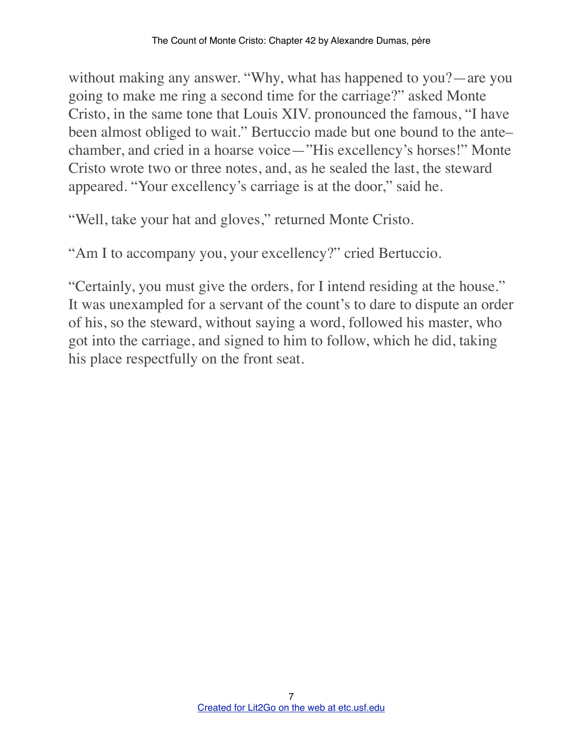without making any answer. "Why, what has happened to you?—are you going to make me ring a second time for the carriage?" asked Monte Cristo, in the same tone that Louis XIV. pronounced the famous, "I have been almost obliged to wait." Bertuccio made but one bound to the ante–chamber, and cried in a hoarse voice—"His excellency's horses!" Monte Cristo wrote two or three notes, and, as he sealed the last, the steward appeared. "Your excellency's carriage is at the door," said he.

"Well, take your hat and gloves," returned Monte Cristo.

"Am I to accompany you, your excellency?" cried Bertuccio.

"Certainly, you must give the orders, for I intend residing at the house." It was unexampled for a servant of the count's to dare to dispute an order of his, so the steward, without saying a word, followed his master, who got into the carriage, and signed to him to follow, which he did, taking his place respectfully on the front seat.